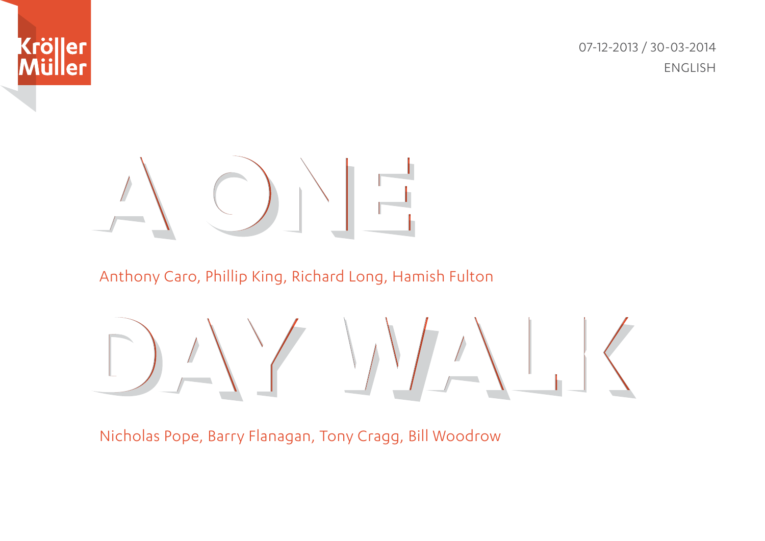Kröller Müller

07-12-2013 / 30-03-2014
ENGLISH

# A ONE DAY WALK

Anthony Caro, Phillip King, Richard Long, Hamish Fulton

Nicholas Pope, Barry Flanagan, Tony Cragg, Bill Woodrow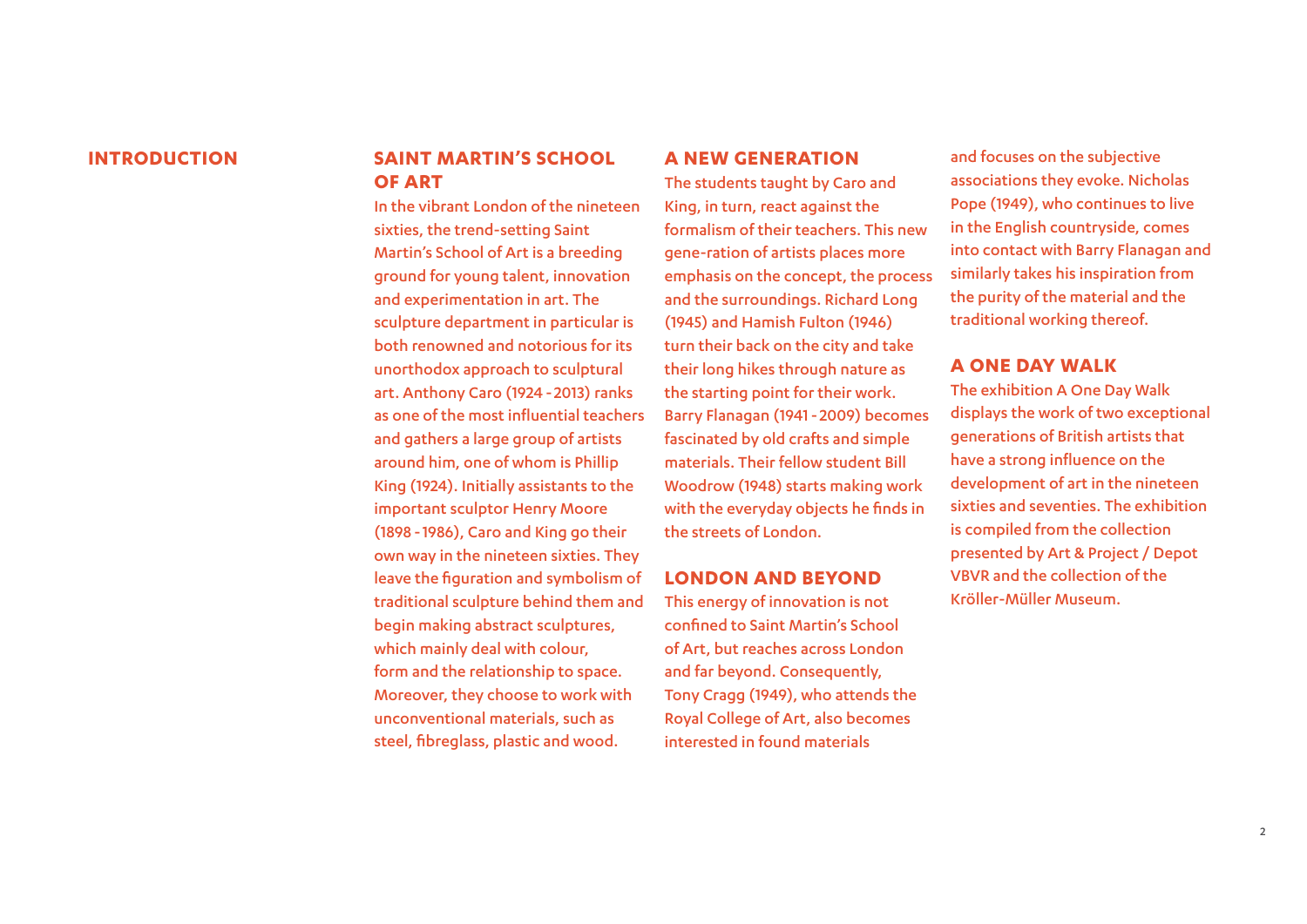# INTRODUCTION

## SAINT MARTIN'S SCHOOL OF ART

In the vibrant London of the nineteen sixties, the trend-setting Saint Martin's School of Art is a breeding ground for young talent, innovation and experimentation in art. The sculpture department in particular is both renowned and notorious for its unorthodox approach to sculptural art. Anthony Caro (1924 - 2013) ranks as one of the most influential teachers and gathers a large group of artists around him, one of whom is Phillip King (1924). Initially assistants to the important sculptor Henry Moore (1898 - 1986), Caro and King go their own way in the nineteen sixties. They leave the figuration and symbolism of traditional sculpture behind them and begin making abstract sculptures, which mainly deal with colour, form and the relationship to space. Moreover, they choose to work with unconventional materials, such as steel, fibreglass, plastic and wood.

## A NEW GENERATION

The students taught by Caro and King, in turn, react against the formalism of their teachers. This new gene-ration of artists places more emphasis on the concept, the process and the surroundings. Richard Long (1945) and Hamish Fulton (1946) turn their back on the city and take their long hikes through nature as the starting point for their work. Barry Flanagan (1941 - 2009) becomes fascinated by old crafts and simple materials. Their fellow student Bill Woodrow (1948) starts making work with the everyday objects he finds in the streets of London.

## LONDON AND BEYOND

This energy of innovation is not confined to Saint Martin's School of Art, but reaches across London and far beyond. Consequently, Tony Cragg (1949), who attends the Royal College of Art, also becomes interested in found materials and focuses on the subjective associations they evoke. Nicholas Pope (1949), who continues to live in the English countryside, comes into contact with Barry Flanagan and similarly takes his inspiration from the purity of the material and the traditional working thereof.

## A ONE DAY WALK

The exhibition A One Day Walk displays the work of two exceptional generations of British artists that have a strong influence on the development of art in the nineteen sixties and seventies. The exhibition is compiled from the collection presented by Art & Project / Depot VBVR and the collection of the Kröller-Müller Museum.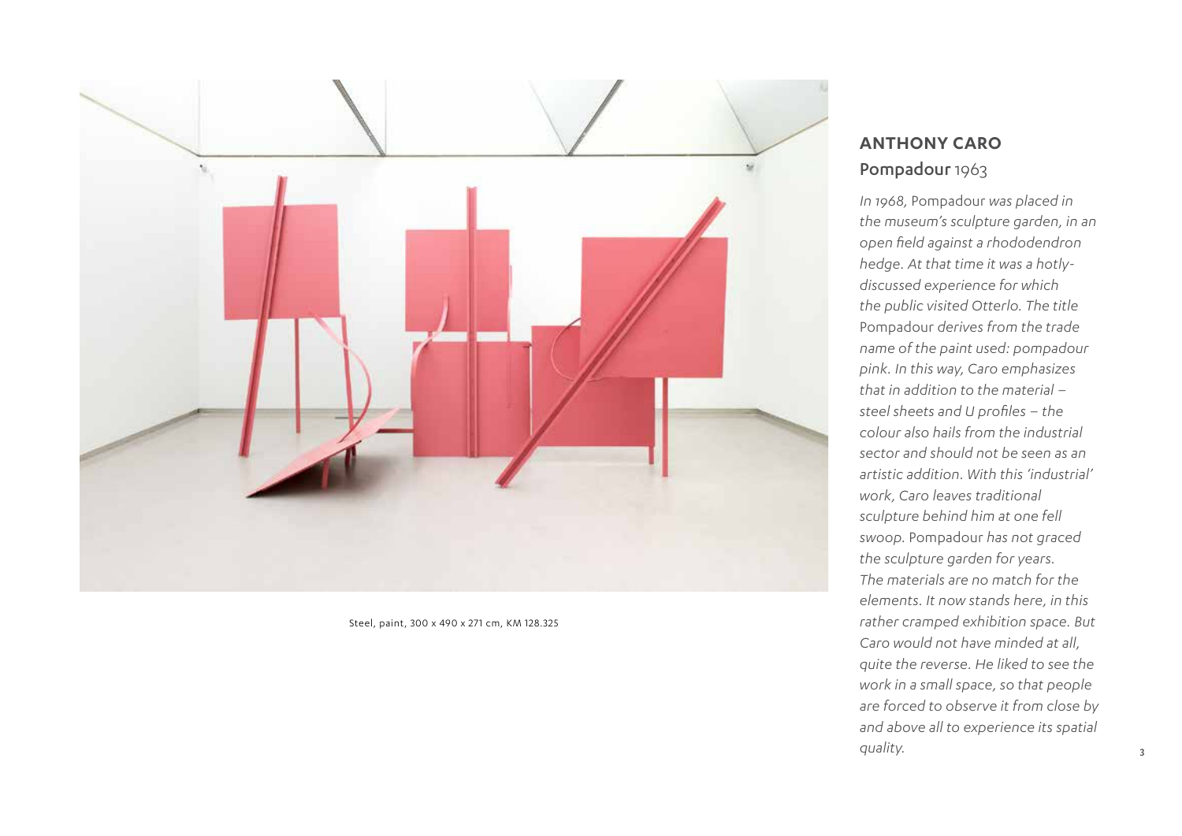Steel, paint, 300 x 490 x 271 cm, KM 128.325

## ANTHONY CARO

### Pompadour 1963

*In 1968,* Pompadour *was placed in the museum's sculpture garden, in an open field against a rhododendron hedge. At that time it was a hotly-discussed experience for which the public visited Otterlo. The title* Pompadour *derives from the trade name of the paint used: pompadour pink. In this way, Caro emphasizes that in addition to the material – steel sheets and U profiles – the colour also hails from the industrial sector and should not be seen as an artistic addition. With this 'industrial' work, Caro leaves traditional sculpture behind him at one fell swoop.* Pompadour *has not graced the sculpture garden for years. The materials are no match for the elements. It now stands here, in this rather cramped exhibition space. But Caro would not have minded at all, quite the reverse. He liked to see the work in a small space, so that people are forced to observe it from close by and above all to experience its spatial quality.*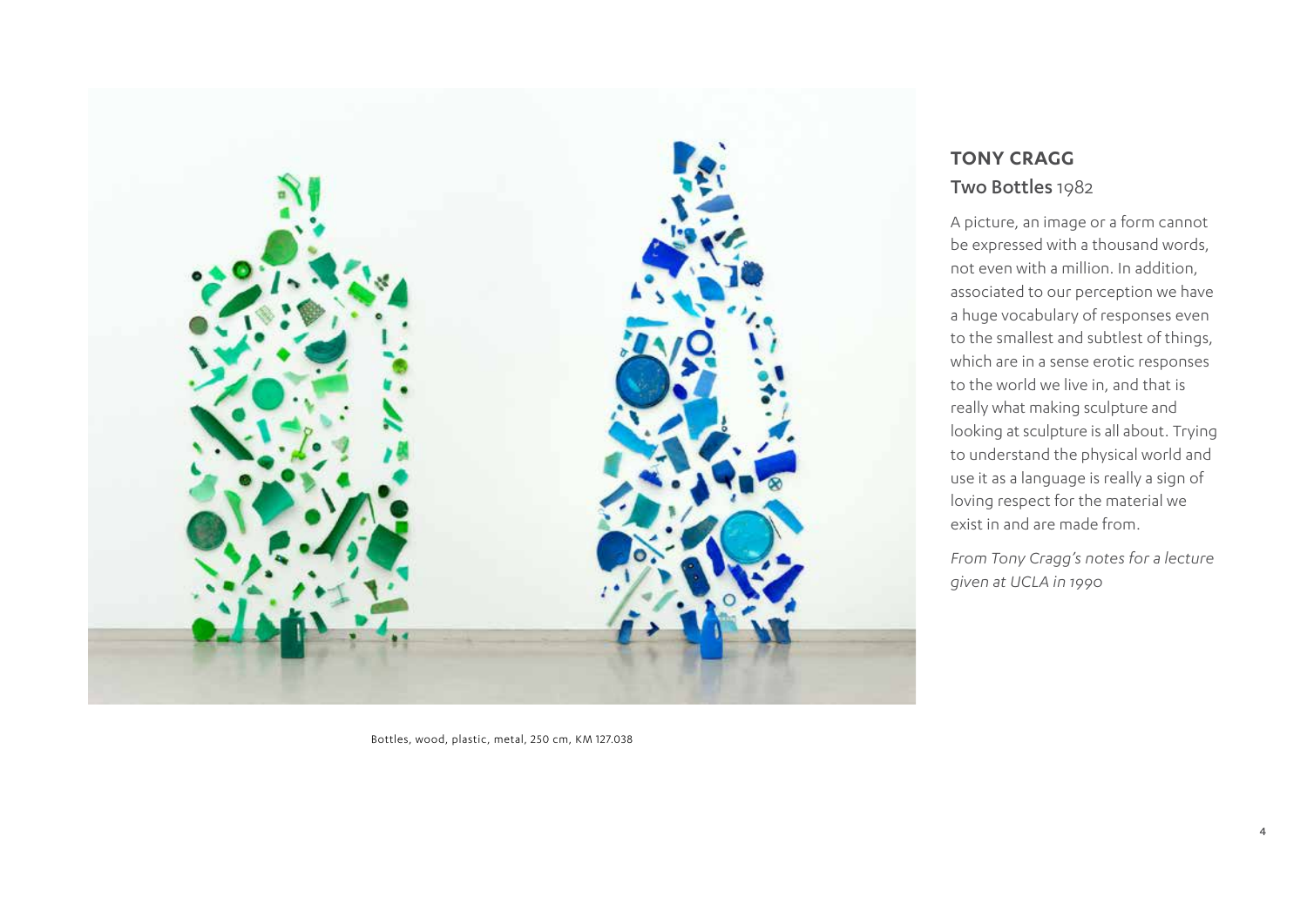## TONY CRAGG

### Two Bottles 1982

A picture, an image or a form cannot be expressed with a thousand words, not even with a million. In addition, associated to our perception we have a huge vocabulary of responses even to the smallest and subtlest of things, which are in a sense erotic responses to the world we live in, and that is really what making sculpture and looking at sculpture is all about. Trying to understand the physical world and use it as a language is really a sign of loving respect for the material we exist in and are made from.

*From Tony Cragg's notes for a lecture given at UCLA in 1990*

Bottles, wood, plastic, metal, 250 cm, KM 127.038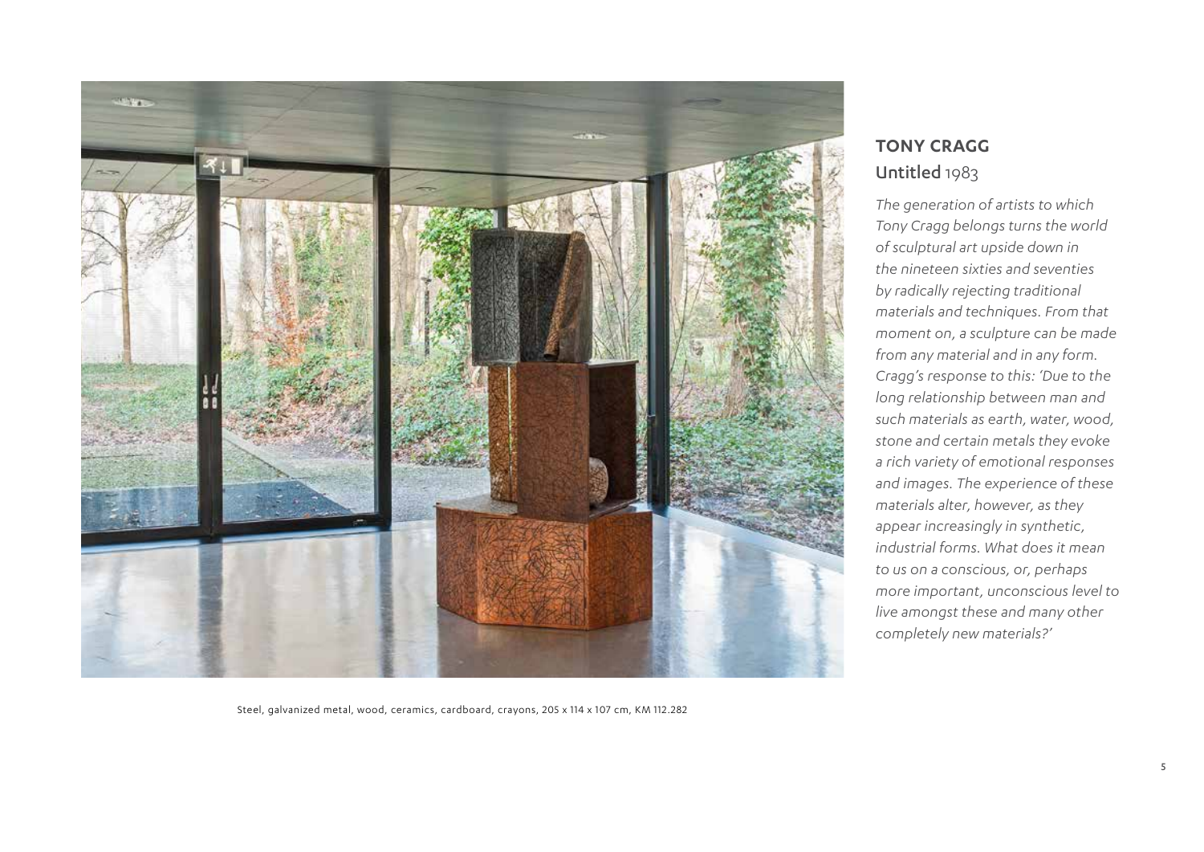## TONY CRAGG

**Untitled** 1983

*The generation of artists to which Tony Cragg belongs turns the world of sculptural art upside down in the nineteen sixties and seventies by radically rejecting traditional materials and techniques. From that moment on, a sculpture can be made from any material and in any form. Cragg's response to this: 'Due to the long relationship between man and such materials as earth, water, wood, stone and certain metals they evoke a rich variety of emotional responses and images. The experience of these materials alter, however, as they appear increasingly in synthetic, industrial forms. What does it mean to us on a conscious, or, perhaps more important, unconscious level to live amongst these and many other completely new materials?'*

Steel, galvanized metal, wood, ceramics, cardboard, crayons, 205 x 114 x 107 cm, KM 112.282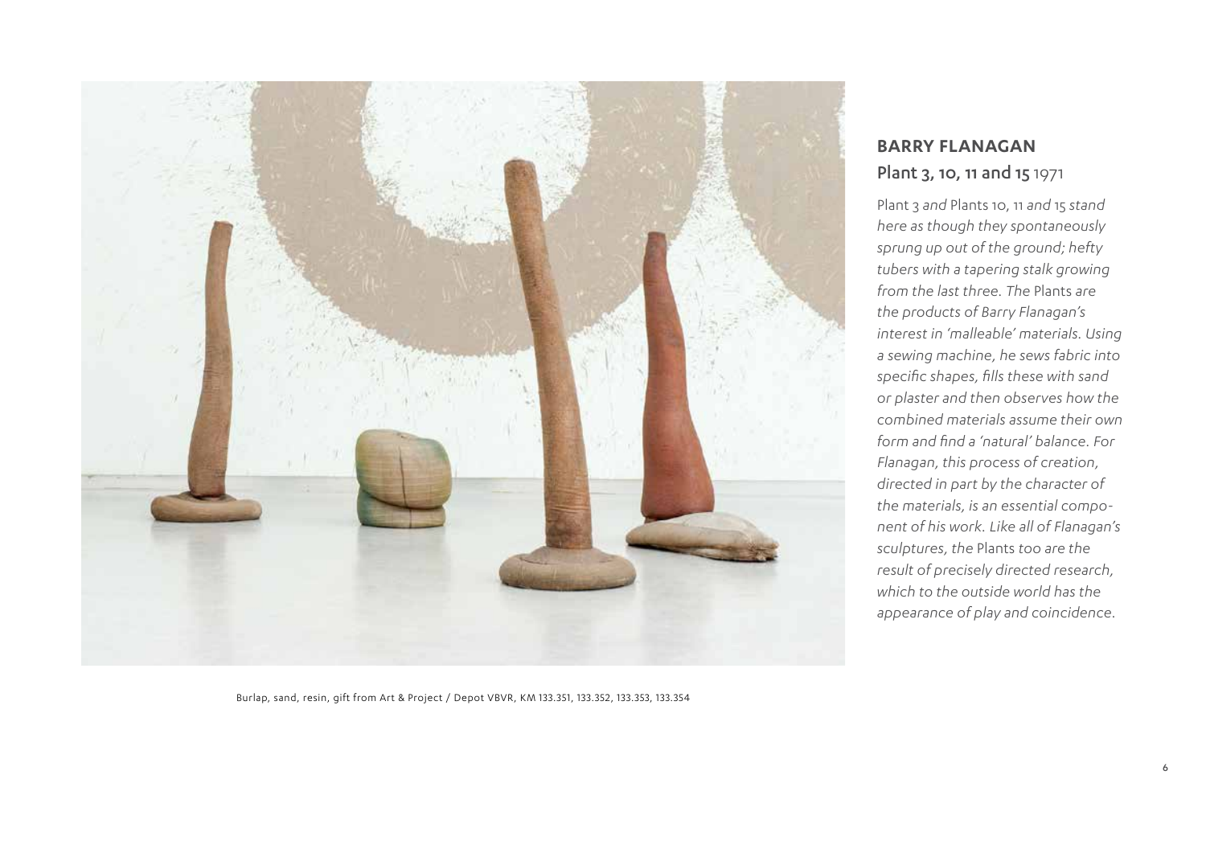## BARRY FLANAGAN

### Plant 3, 10, 11 and 15 1971

*Plant 3 and Plants 10, 11 and 15 stand here as though they spontaneously sprung up out of the ground; hefty tubers with a tapering stalk growing from the last three. The Plants are the products of Barry Flanagan's interest in 'malleable' materials. Using a sewing machine, he sews fabric into specific shapes, fills these with sand or plaster and then observes how the combined materials assume their own form and find a 'natural' balance. For Flanagan, this process of creation, directed in part by the character of the materials, is an essential component of his work. Like all of Flanagan's sculptures, the Plants too are the result of precisely directed research, which to the outside world has the appearance of play and coincidence.*

Burlap, sand, resin, gift from Art & Project / Depot VBVR, KM 133.351, 133.352, 133.353, 133.354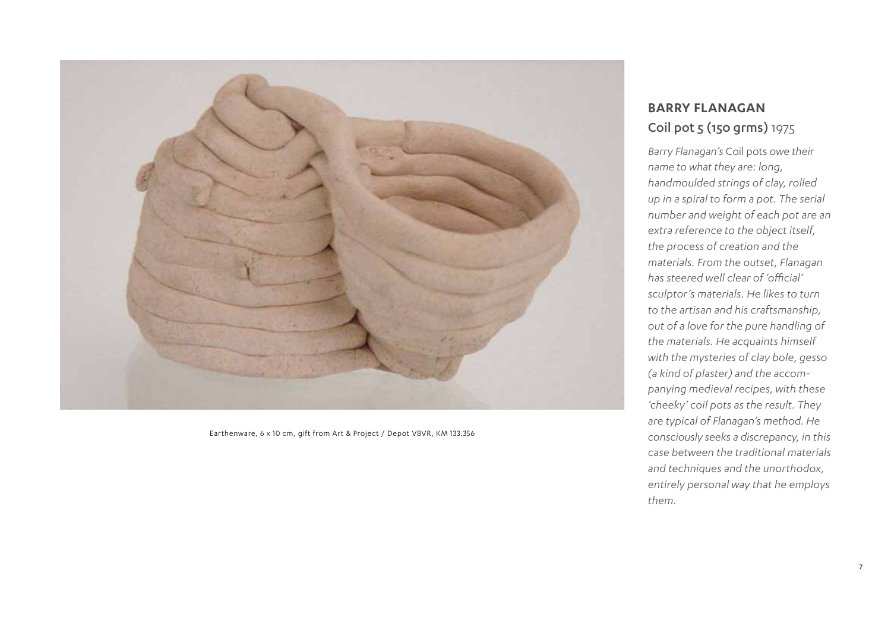Earthenware, 6 x 10 cm, gift from Art & Project / Depot VBVR, KM 133.356

## BARRY FLANAGAN

**Coil pot 5 (150 grms)** 1975

*Barry Flanagan's* Coil pots *owe their name to what they are: long, handmoulded strings of clay, rolled up in a spiral to form a pot. The serial number and weight of each pot are an extra reference to the object itself, the process of creation and the materials. From the outset, Flanagan has steered well clear of 'official' sculptor's materials. He likes to turn to the artisan and his craftsmanship, out of a love for the pure handling of the materials. He acquaints himself with the mysteries of clay bole, gesso (a kind of plaster) and the accompanying medieval recipes, with these 'cheeky' coil pots as the result. They are typical of Flanagan's method. He consciously seeks a discrepancy, in this case between the traditional materials and techniques and the unorthodox, entirely personal way that he employs them.*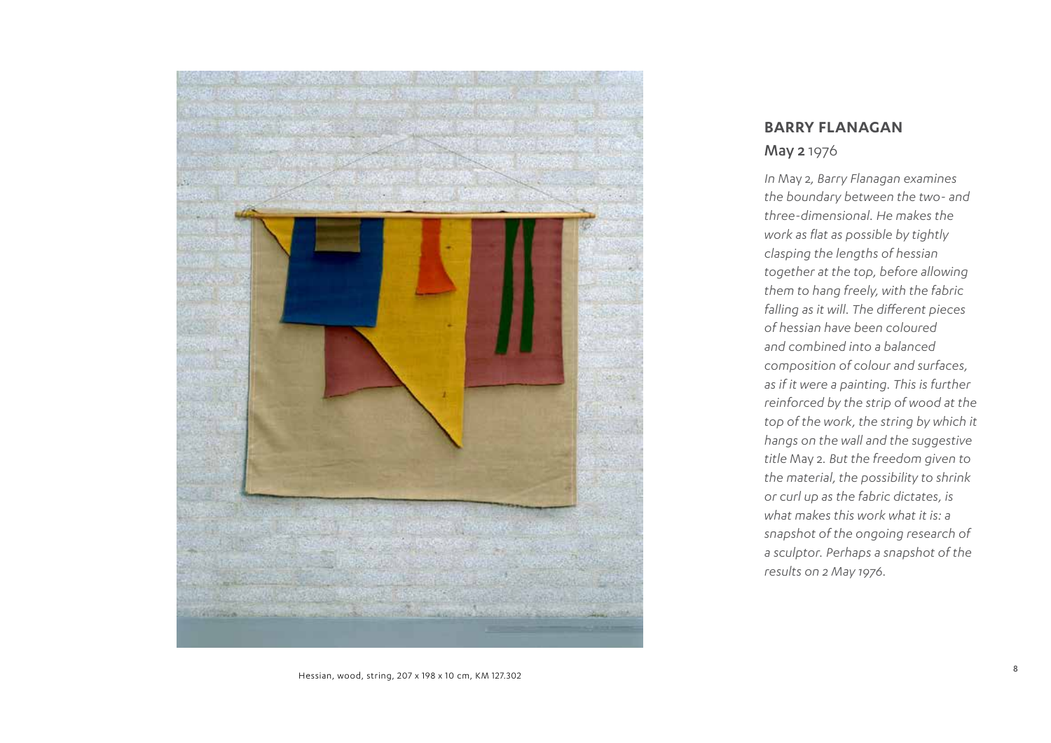## BARRY FLANAGAN

**May 2** 1976

*In* May 2*, Barry Flanagan examines the boundary between the two- and three-dimensional. He makes the work as flat as possible by tightly clasping the lengths of hessian together at the top, before allowing them to hang freely, with the fabric falling as it will. The different pieces of hessian have been coloured and combined into a balanced composition of colour and surfaces, as if it were a painting. This is further reinforced by the strip of wood at the top of the work, the string by which it hangs on the wall and the suggestive title* May 2*. But the freedom given to the material, the possibility to shrink or curl up as the fabric dictates, is what makes this work what it is: a snapshot of the ongoing research of a sculptor. Perhaps a snapshot of the results on 2 May 1976.*

Hessian, wood, string, 207 x 198 x 10 cm, KM 127.302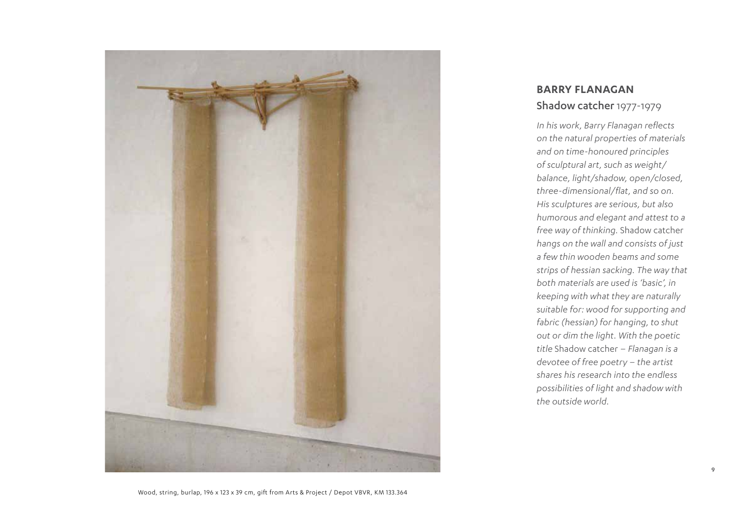## BARRY FLANAGAN

### Shadow catcher 1977-1979

*In his work, Barry Flanagan reflects on the natural properties of materials and on time-honoured principles of sculptural art, such as weight/balance, light/shadow, open/closed, three-dimensional/flat, and so on. His sculptures are serious, but also humorous and elegant and attest to a free way of thinking.* Shadow catcher *hangs on the wall and consists of just a few thin wooden beams and some strips of hessian sacking. The way that both materials are used is 'basic', in keeping with what they are naturally suitable for: wood for supporting and fabric (hessian) for hanging, to shut out or dim the light. With the poetic title* Shadow catcher *– Flanagan is a devotee of free poetry – the artist shares his research into the endless possibilities of light and shadow with the outside world.*

Wood, string, burlap, 196 x 123 x 39 cm, gift from Arts & Project / Depot VBVR, KM 133.364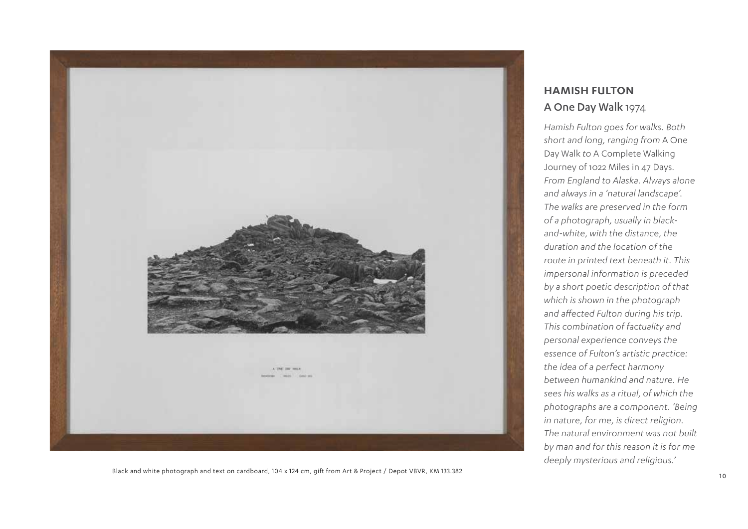## HAMISH FULTON

### A One Day Walk 1974

*Hamish Fulton goes for walks. Both short and long, ranging from* A One Day Walk *to* A Complete Walking Journey of 1022 Miles in 47 Days. *From England to Alaska. Always alone and always in a 'natural landscape'. The walks are preserved in the form of a photograph, usually in black-and-white, with the distance, the duration and the location of the route in printed text beneath it. This impersonal information is preceded by a short poetic description of that which is shown in the photograph and affected Fulton during his trip. This combination of factuality and personal experience conveys the essence of Fulton's artistic practice: the idea of a perfect harmony between humankind and nature. He sees his walks as a ritual, of which the photographs are a component. 'Being in nature, for me, is direct religion. The natural environment was not built by man and for this reason it is for me deeply mysterious and religious.'*

Black and white photograph and text on cardboard, 104 x 124 cm, gift from Art & Project / Depot VBVR, KM 133.382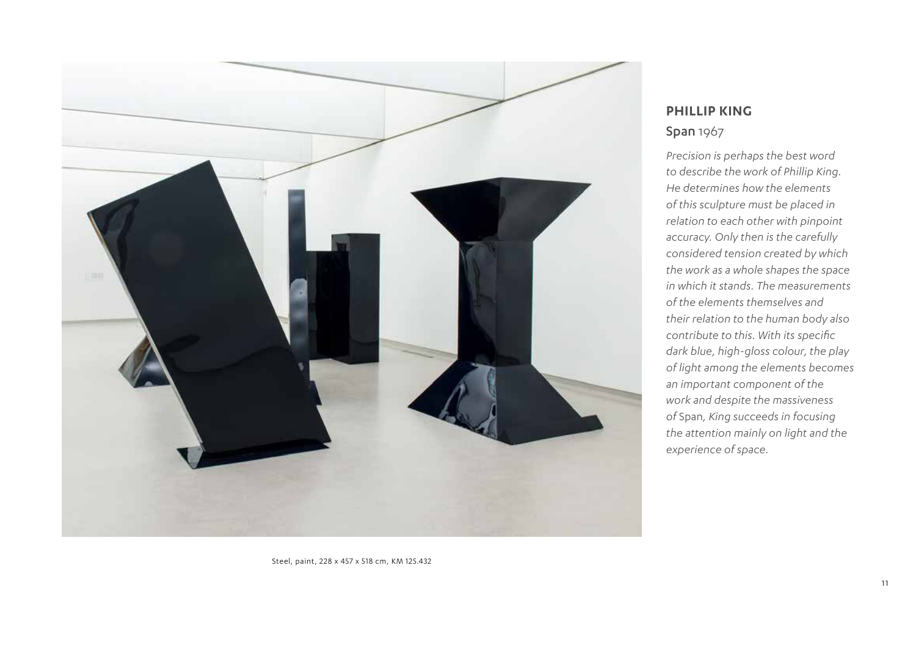## PHILLIP KING

**Span** 1967

*Precision is perhaps the best word to describe the work of Phillip King. He determines how the elements of this sculpture must be placed in relation to each other with pinpoint accuracy. Only then is the carefully considered tension created by which the work as a whole shapes the space in which it stands. The measurements of the elements themselves and their relation to the human body also contribute to this. With its specific dark blue, high-gloss colour, the play of light among the elements becomes an important component of the work and despite the massiveness of* Span*, King succeeds in focusing the attention mainly on light and the experience of space.*

Steel, paint, 228 x 457 x 518 cm, KM 125.432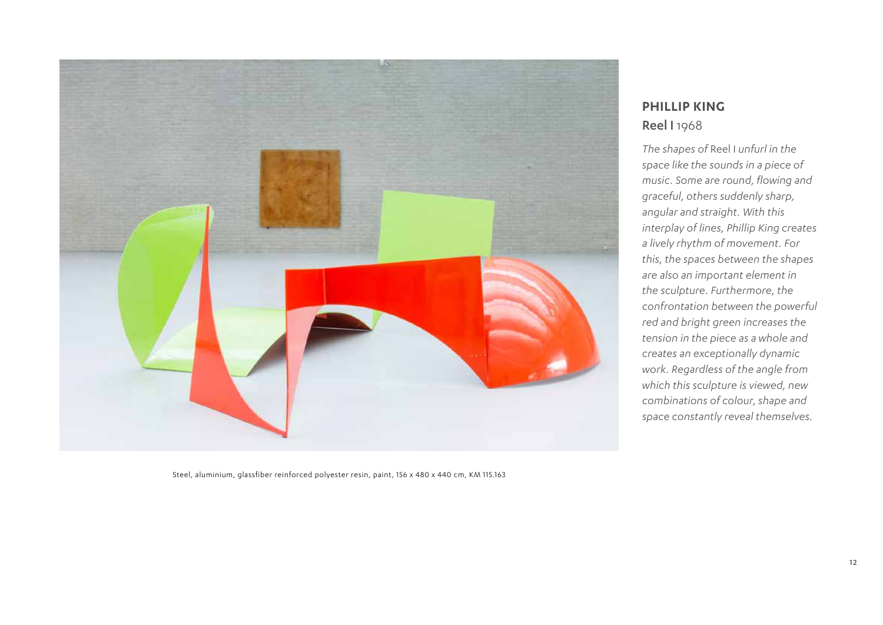## PHILLIP KING

**Reel I** 1968

*The shapes of* Reel I *unfurl in the space like the sounds in a piece of music. Some are round, flowing and graceful, others suddenly sharp, angular and straight. With this interplay of lines, Phillip King creates a lively rhythm of movement. For this, the spaces between the shapes are also an important element in the sculpture. Furthermore, the confrontation between the powerful red and bright green increases the tension in the piece as a whole and creates an exceptionally dynamic work. Regardless of the angle from which this sculpture is viewed, new combinations of colour, shape and space constantly reveal themselves.*

Steel, aluminium, glassfiber reinforced polyester resin, paint, 156 x 480 x 440 cm, KM 115.163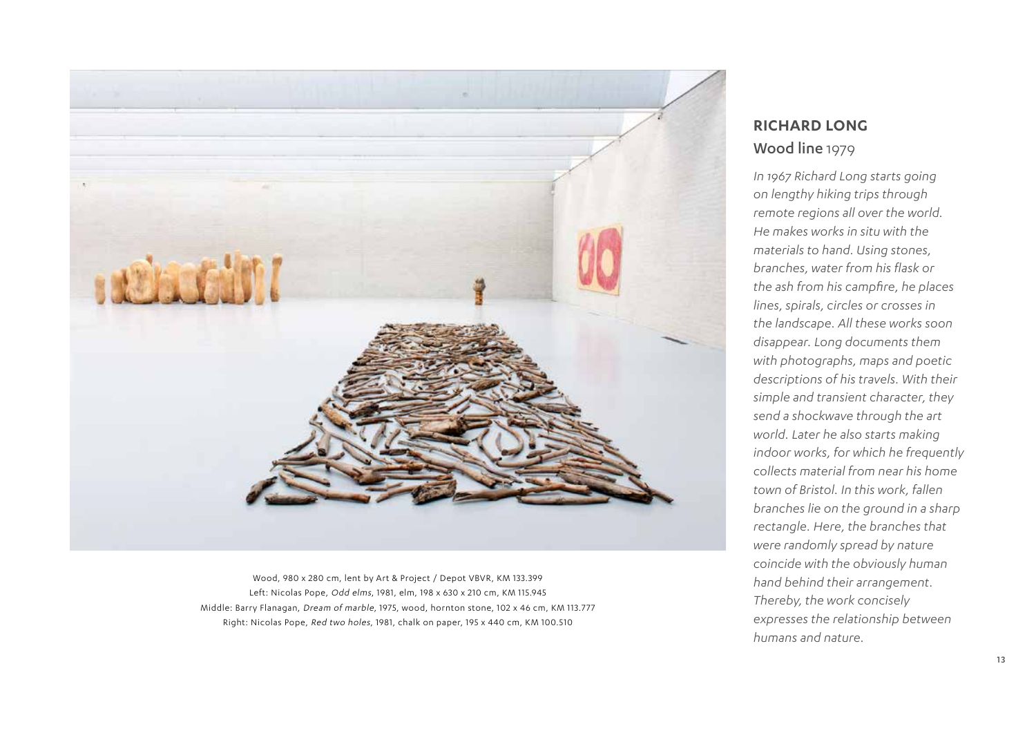Wood, 980 x 280 cm, lent by Art & Project / Depot VBVR, KM 133.399
Left: Nicolas Pope, *Odd elms*, 1981, elm, 198 x 630 x 210 cm, KM 115.945
Middle: Barry Flanagan, *Dream of marble*, 1975, wood, hornton stone, 102 x 46 cm, KM 113.777
Right: Nicolas Pope, *Red two holes*, 1981, chalk on paper, 195 x 440 cm, KM 100.510

## RICHARD LONG

### Wood line 1979

*In 1967 Richard Long starts going on lengthy hiking trips through remote regions all over the world. He makes works in situ with the materials to hand. Using stones, branches, water from his flask or the ash from his campfire, he places lines, spirals, circles or crosses in the landscape. All these works soon disappear. Long documents them with photographs, maps and poetic descriptions of his travels. With their simple and transient character, they send a shockwave through the art world. Later he also starts making indoor works, for which he frequently collects material from near his home town of Bristol. In this work, fallen branches lie on the ground in a sharp rectangle. Here, the branches that were randomly spread by nature coincide with the obviously human hand behind their arrangement. Thereby, the work concisely expresses the relationship between humans and nature.*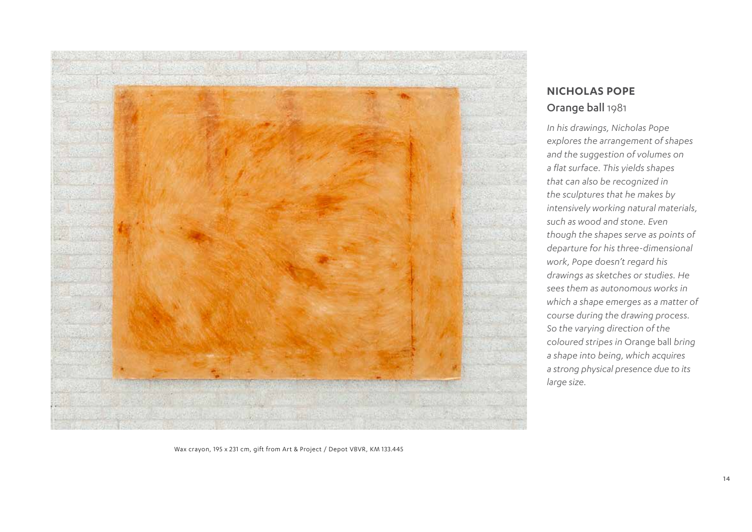## NICHOLAS POPE

### Orange ball 1981

*In his drawings, Nicholas Pope explores the arrangement of shapes and the suggestion of volumes on a flat surface. This yields shapes that can also be recognized in the sculptures that he makes by intensively working natural materials, such as wood and stone. Even though the shapes serve as points of departure for his three-dimensional work, Pope doesn't regard his drawings as sketches or studies. He sees them as autonomous works in which a shape emerges as a matter of course during the drawing process. So the varying direction of the coloured stripes in* Orange ball *bring a shape into being, which acquires a strong physical presence due to its large size.*

Wax crayon, 195 x 231 cm, gift from Art & Project / Depot VBVR, KM 133.445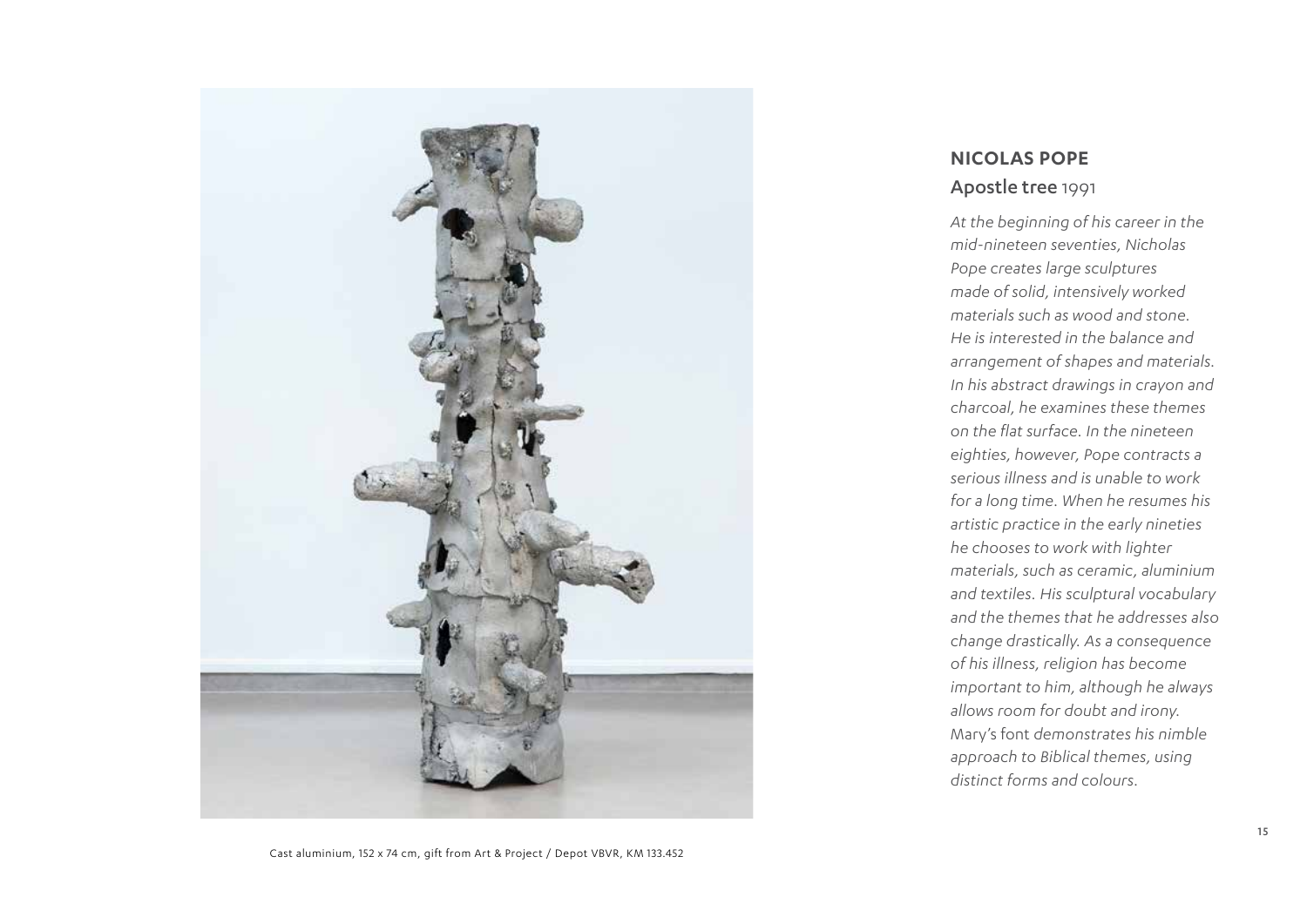## NICOLAS POPE

### Apostle tree 1991

*At the beginning of his career in the mid-nineteen seventies, Nicholas Pope creates large sculptures made of solid, intensively worked materials such as wood and stone. He is interested in the balance and arrangement of shapes and materials. In his abstract drawings in crayon and charcoal, he examines these themes on the flat surface. In the nineteen eighties, however, Pope contracts a serious illness and is unable to work for a long time. When he resumes his artistic practice in the early nineties he chooses to work with lighter materials, such as ceramic, aluminium and textiles. His sculptural vocabulary and the themes that he addresses also change drastically. As a consequence of his illness, religion has become important to him, although he always allows room for doubt and irony.* Mary's font *demonstrates his nimble approach to Biblical themes, using distinct forms and colours.*

Cast aluminium, 152 x 74 cm, gift from Art & Project / Depot VBVR, KM 133.452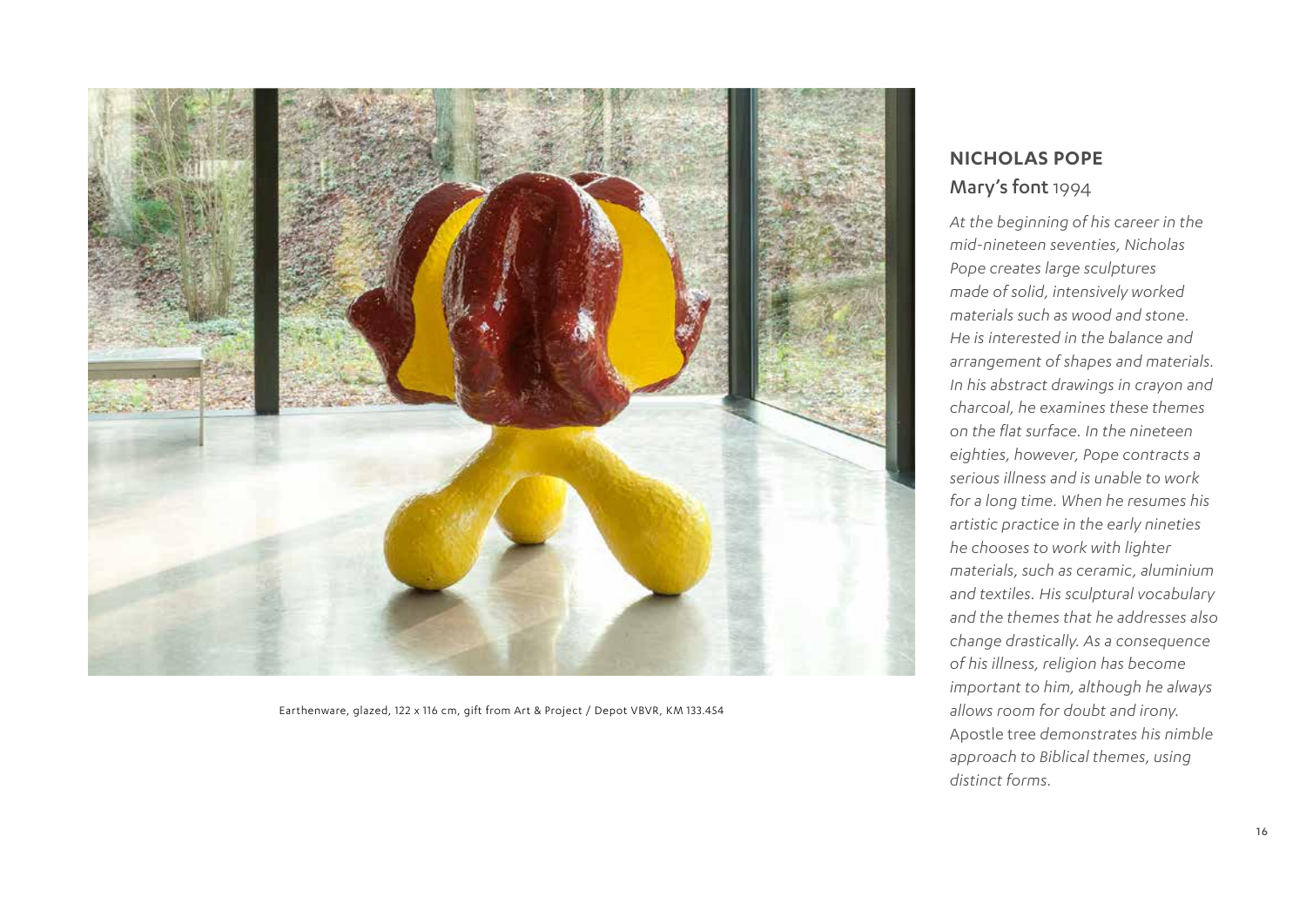Earthenware, glazed, 122 x 116 cm, gift from Art & Project / Depot VBVR, KM 133.454

## NICHOLAS POPE

### Mary's font 1994

*At the beginning of his career in the mid-nineteen seventies, Nicholas Pope creates large sculptures made of solid, intensively worked materials such as wood and stone. He is interested in the balance and arrangement of shapes and materials. In his abstract drawings in crayon and charcoal, he examines these themes on the flat surface. In the nineteen eighties, however, Pope contracts a serious illness and is unable to work for a long time. When he resumes his artistic practice in the early nineties he chooses to work with lighter materials, such as ceramic, aluminium and textiles. His sculptural vocabulary and the themes that he addresses also change drastically. As a consequence of his illness, religion has become important to him, although he always allows room for doubt and irony.* Apostle tree *demonstrates his nimble approach to Biblical themes, using distinct forms.*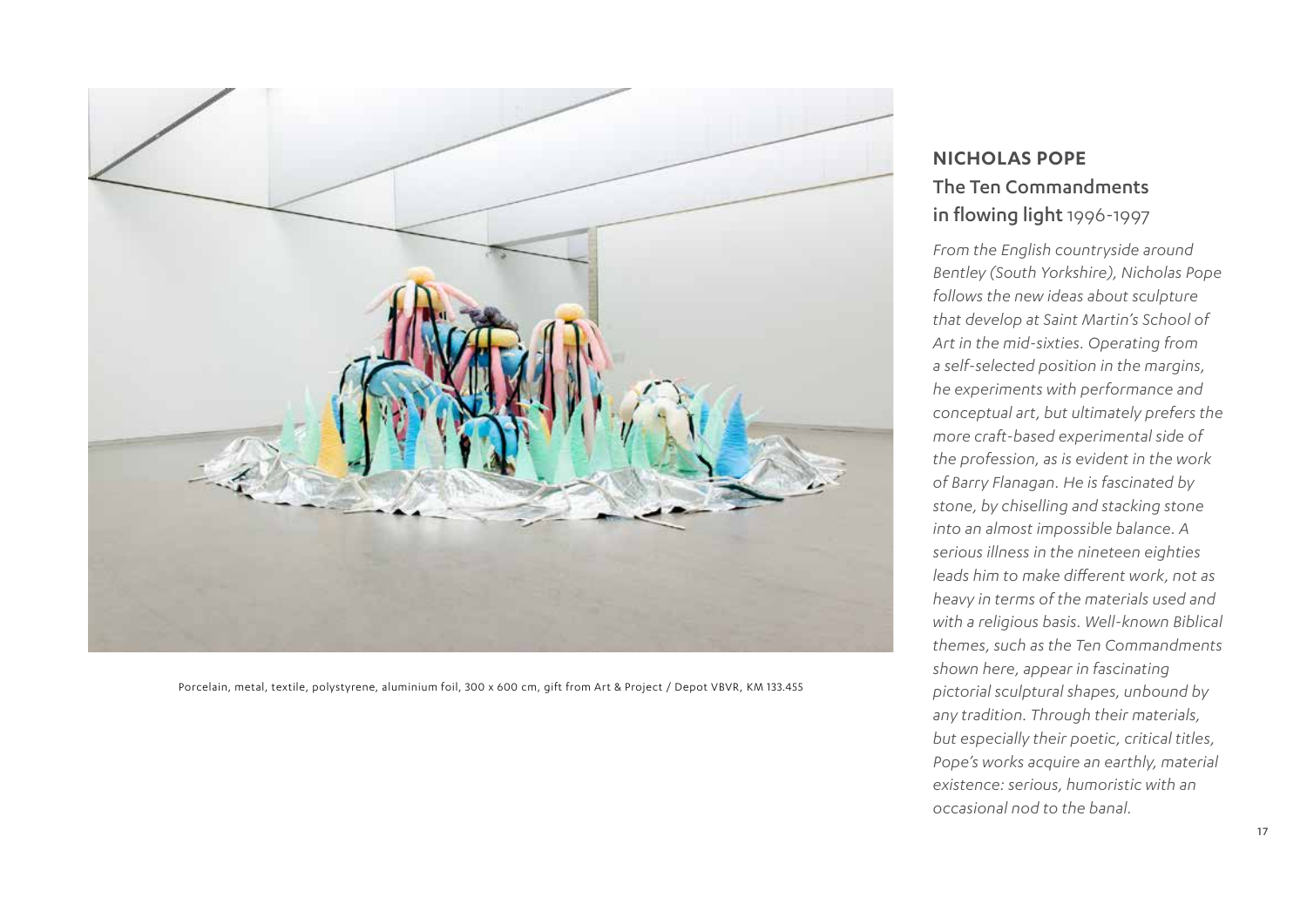Porcelain, metal, textile, polystyrene, aluminium foil, 300 x 600 cm, gift from Art & Project / Depot VBVR, KM 133.455

## NICHOLAS POPE

### The Ten Commandments in flowing light 1996-1997

*From the English countryside around Bentley (South Yorkshire), Nicholas Pope follows the new ideas about sculpture that develop at Saint Martin's School of Art in the mid-sixties. Operating from a self-selected position in the margins, he experiments with performance and conceptual art, but ultimately prefers the more craft-based experimental side of the profession, as is evident in the work of Barry Flanagan. He is fascinated by stone, by chiselling and stacking stone into an almost impossible balance. A serious illness in the nineteen eighties leads him to make different work, not as heavy in terms of the materials used and with a religious basis. Well-known Biblical themes, such as the Ten Commandments shown here, appear in fascinating pictorial sculptural shapes, unbound by any tradition. Through their materials, but especially their poetic, critical titles, Pope's works acquire an earthly, material existence: serious, humoristic with an occasional nod to the banal.*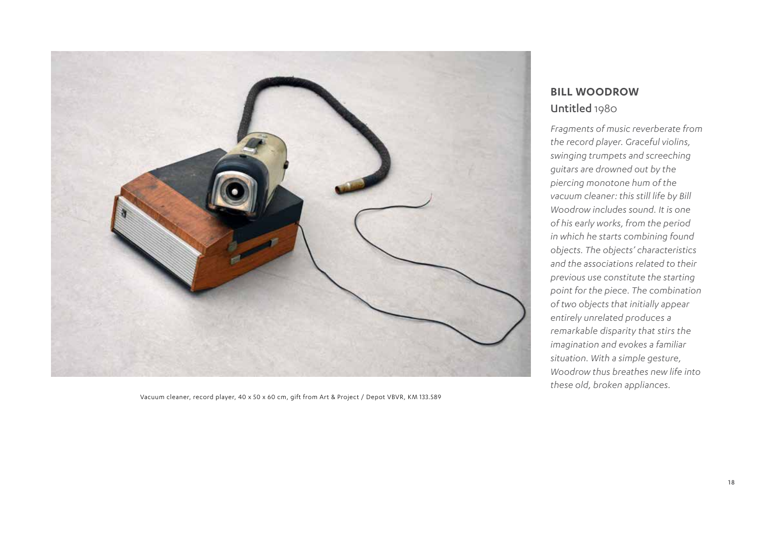Vacuum cleaner, record player, 40 x 50 x 60 cm, gift from Art & Project / Depot VBVR, KM 133.589

## BILL WOODROW

**Untitled** 1980

*Fragments of music reverberate from the record player. Graceful violins, swinging trumpets and screeching guitars are drowned out by the piercing monotone hum of the vacuum cleaner: this still life by Bill Woodrow includes sound. It is one of his early works, from the period in which he starts combining found objects. The objects' characteristics and the associations related to their previous use constitute the starting point for the piece. The combination of two objects that initially appear entirely unrelated produces a remarkable disparity that stirs the imagination and evokes a familiar situation. With a simple gesture, Woodrow thus breathes new life into these old, broken appliances.*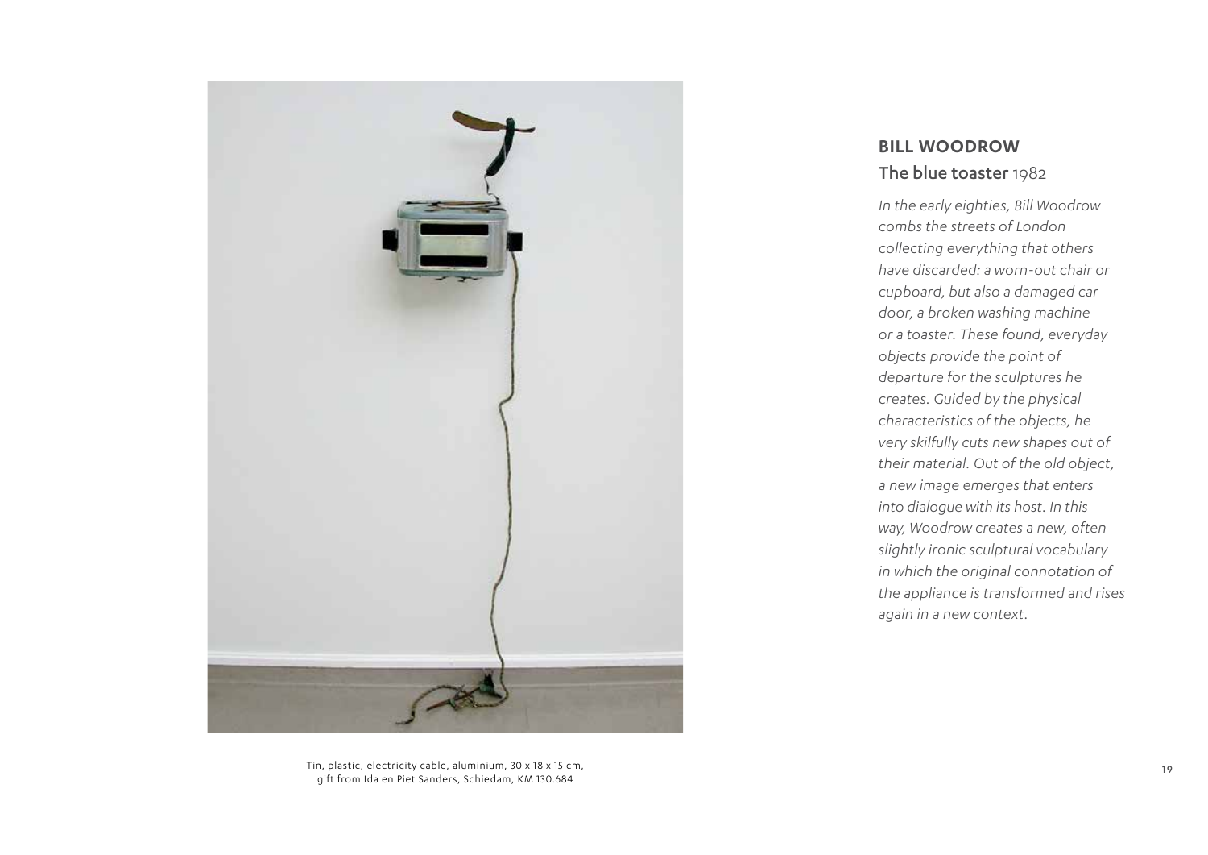## BILL WOODROW

### The blue toaster 1982

*In the early eighties, Bill Woodrow combs the streets of London collecting everything that others have discarded: a worn-out chair or cupboard, but also a damaged car door, a broken washing machine or a toaster. These found, everyday objects provide the point of departure for the sculptures he creates. Guided by the physical characteristics of the objects, he very skilfully cuts new shapes out of their material. Out of the old object, a new image emerges that enters into dialogue with its host. In this way, Woodrow creates a new, often slightly ironic sculptural vocabulary in which the original connotation of the appliance is transformed and rises again in a new context.*

Tin, plastic, electricity cable, aluminium, 30 x 18 x 15 cm, gift from Ida en Piet Sanders, Schiedam, KM 130.684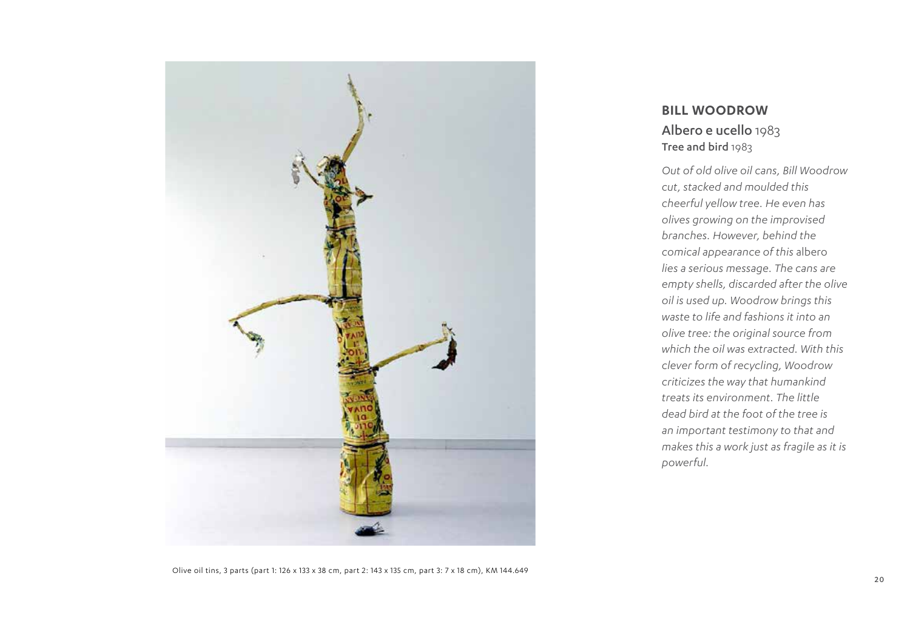## BILL WOODROW

### Albero e ucello 1983

**Tree and bird** 1983

*Out of old olive oil cans, Bill Woodrow cut, stacked and moulded this cheerful yellow tree. He even has olives growing on the improvised branches. However, behind the comical appearance of this* albero *lies a serious message. The cans are empty shells, discarded after the olive oil is used up. Woodrow brings this waste to life and fashions it into an olive tree: the original source from which the oil was extracted. With this clever form of recycling, Woodrow criticizes the way that humankind treats its environment. The little dead bird at the foot of the tree is an important testimony to that and makes this a work just as fragile as it is powerful.*

Olive oil tins, 3 parts (part 1: 126 x 133 x 38 cm, part 2: 143 x 135 cm, part 3: 7 x 18 cm), KM 144.649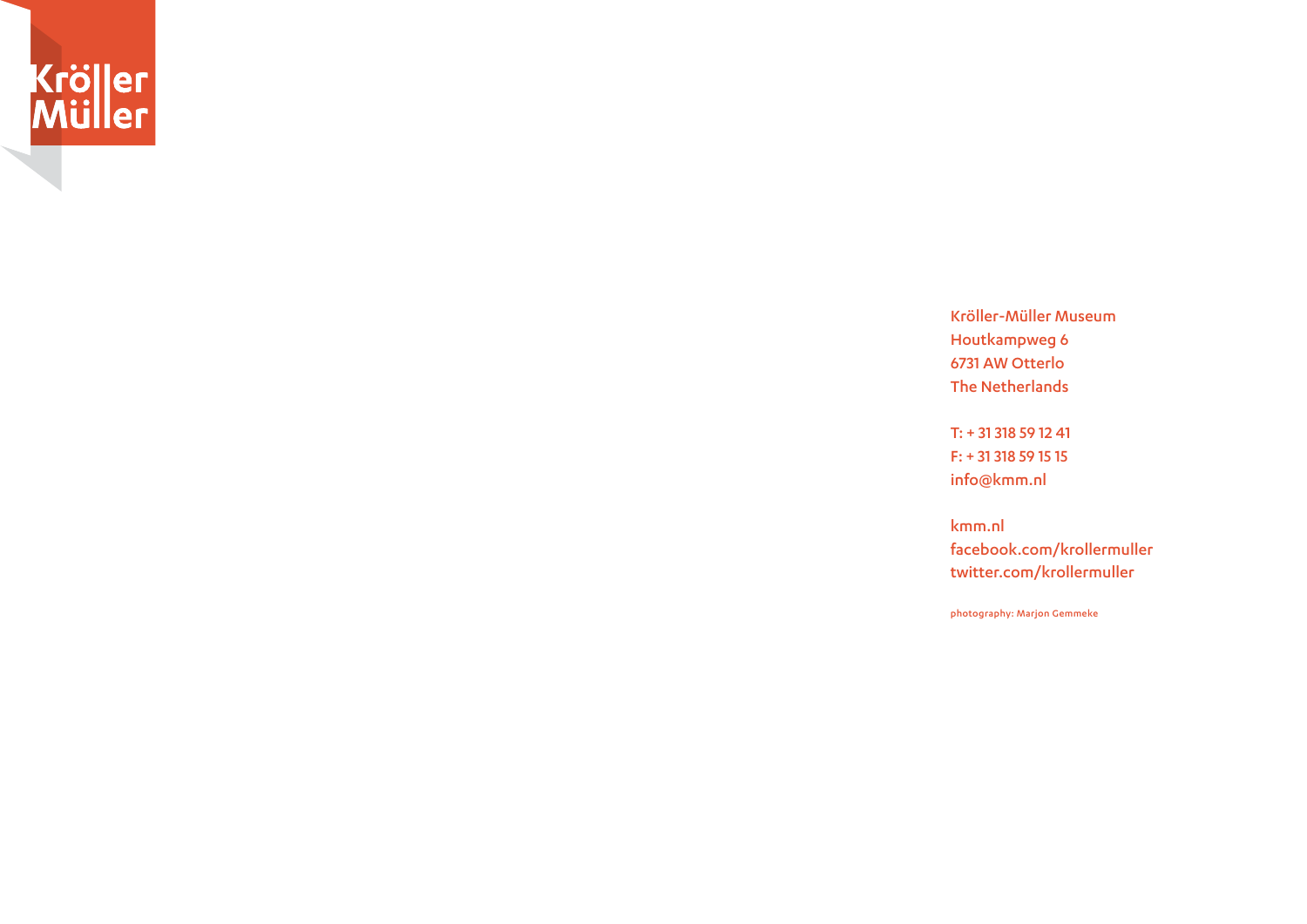Kröller Müller

Kröller-Müller Museum
Houtkampweg 6
6731 AW Otterlo
The Netherlands

T: + 31 318 59 12 41
F: + 31 318 59 15 15
info@kmm.nl

kmm.nl
facebook.com/krollermuller
twitter.com/krollermuller

photography: Marjon Gemmeke